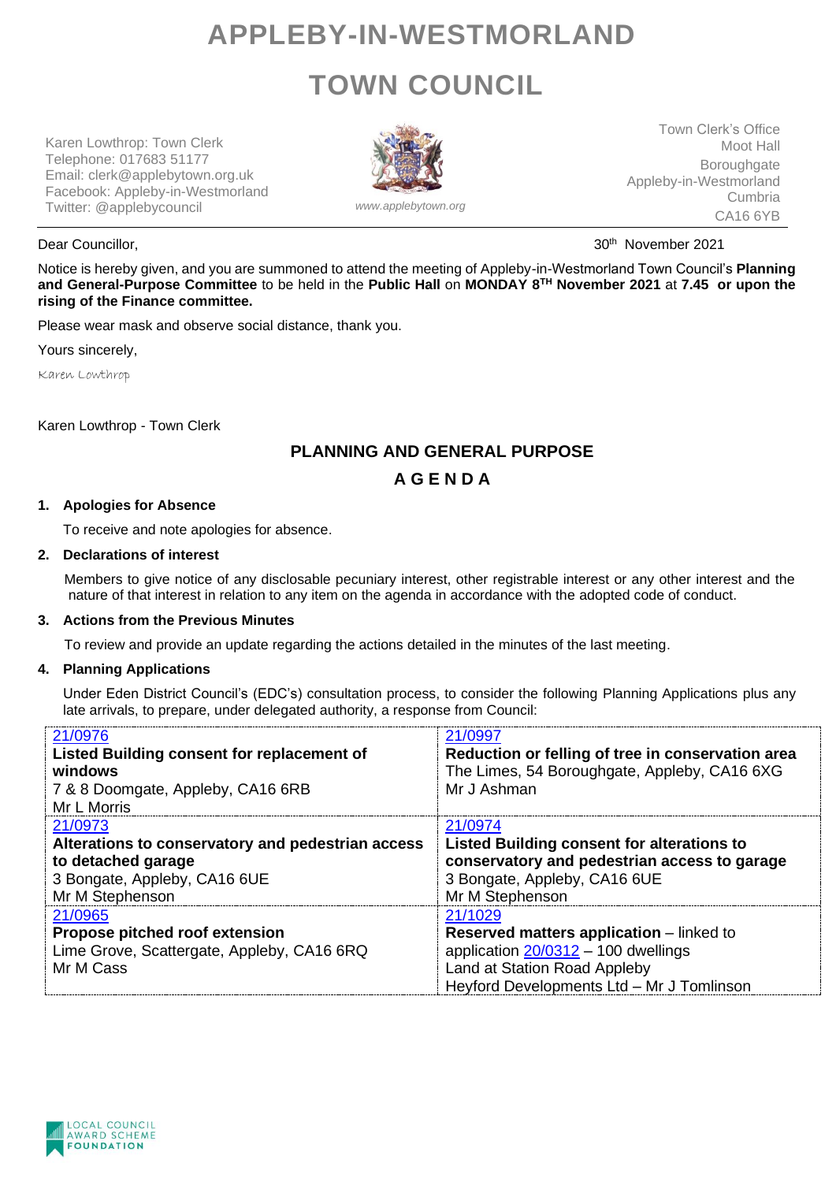# APPLEBY-IN-WESTMORLAND

# TOWN COUNCIL

Karen Lowthrop: Town Clerk
Telephone: 017683 51177
Email: clerk@applebytown.org.uk
Facebook: Appleby-in-Westmorland
Twitter: @applebycouncil

*www.applebytown.org*

Town Clerk's Office
Moot Hall
Boroughgate
Appleby-in-Westmorland
Cumbria
CA16 6YB

Dear Councillor,

30th November 2021

Notice is hereby given, and you are summoned to attend the meeting of Appleby-in-Westmorland Town Council's **Planning and General-Purpose Committee** to be held in the **Public Hall** on **MONDAY 8TH November 2021** at **7.45 or upon the rising of the Finance committee.**

Please wear mask and observe social distance, thank you.

Yours sincerely,

*Karen Lowthrop*

Karen Lowthrop - Town Clerk

## PLANNING AND GENERAL PURPOSE

## A G E N D A

**1. Apologies for Absence**

To receive and note apologies for absence.

**2. Declarations of interest**

Members to give notice of any disclosable pecuniary interest, other registrable interest or any other interest and the nature of that interest in relation to any item on the agenda in accordance with the adopted code of conduct.

**3. Actions from the Previous Minutes**

To review and provide an update regarding the actions detailed in the minutes of the last meeting.

**4. Planning Applications**

Under Eden District Council's (EDC's) consultation process, to consider the following Planning Applications plus any late arrivals, to prepare, under delegated authority, a response from Council:

| | |
|---|---|
| 21/0976<br>**Listed Building consent for replacement of windows**<br>7 & 8 Doomgate, Appleby, CA16 6RB<br>Mr L Morris | 21/0997<br>**Reduction or felling of tree in conservation area**<br>The Limes, 54 Boroughgate, Appleby, CA16 6XG<br>Mr J Ashman |
| 21/0973<br>**Alterations to conservatory and pedestrian access to detached garage**<br>3 Bongate, Appleby, CA16 6UE<br>Mr M Stephenson | 21/0974<br>**Listed Building consent for alterations to conservatory and pedestrian access to garage**<br>3 Bongate, Appleby, CA16 6UE<br>Mr M Stephenson |
| 21/0965<br>**Propose pitched roof extension**<br>Lime Grove, Scattergate, Appleby, CA16 6RQ<br>Mr M Cass | 21/1029<br>**Reserved matters application** – linked to application 20/0312 – 100 dwellings<br>Land at Station Road Appleby<br>Heyford Developments Ltd – Mr J Tomlinson |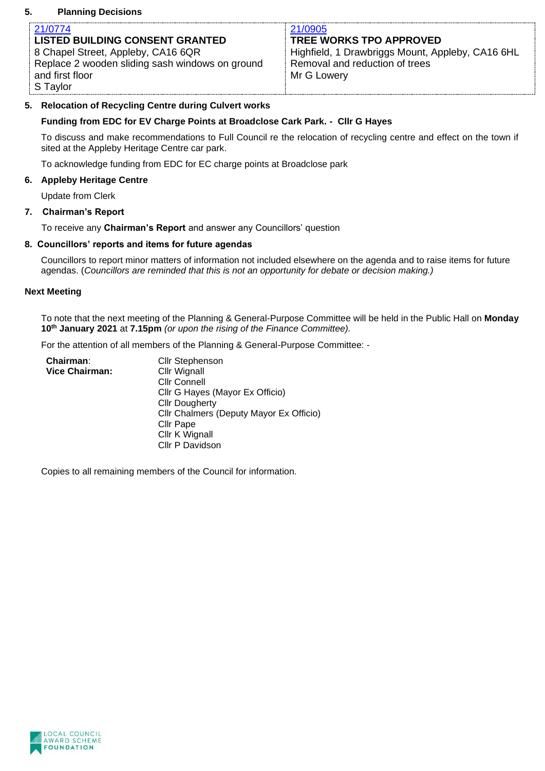**5. Planning Decisions**

| | |
|---|---|
| 21/0774<br>**LISTED BUILDING CONSENT GRANTED**<br>8 Chapel Street, Appleby, CA16 6QR<br>Replace 2 wooden sliding sash windows on ground and first floor<br>S Taylor | 21/0905<br>**TREE WORKS TPO APPROVED**<br>Highfield, 1 Drawbriggs Mount, Appleby, CA16 6HL<br>Removal and reduction of trees<br>Mr G Lowery |

**5. Relocation of Recycling Centre during Culvert works**

**Funding from EDC for EV Charge Points at Broadclose Cark Park. - Cllr G Hayes**

To discuss and make recommendations to Full Council re the relocation of recycling centre and effect on the town if sited at the Appleby Heritage Centre car park.

To acknowledge funding from EDC for EC charge points at Broadclose park

**6. Appleby Heritage Centre**

Update from Clerk

**7. Chairman's Report**

To receive any **Chairman's Report** and answer any Councillors' question

**8. Councillors' reports and items for future agendas**

Councillors to report minor matters of information not included elsewhere on the agenda and to raise items for future agendas. (*Councillors are reminded that this is not an opportunity for debate or decision making.)*

**Next Meeting**

To note that the next meeting of the Planning & General-Purpose Committee will be held in the Public Hall on **Monday 10th January 2021** at **7.15pm** *(or upon the rising of the Finance Committee).*

For the attention of all members of the Planning & General-Purpose Committee: -

**Chairman**: Cllr Stephenson
**Vice Chairman:** Cllr Wignall
Cllr Connell
Cllr G Hayes (Mayor Ex Officio)
Cllr Dougherty
Cllr Chalmers (Deputy Mayor Ex Officio)
Cllr Pape
Cllr K Wignall
Cllr P Davidson

Copies to all remaining members of the Council for information.